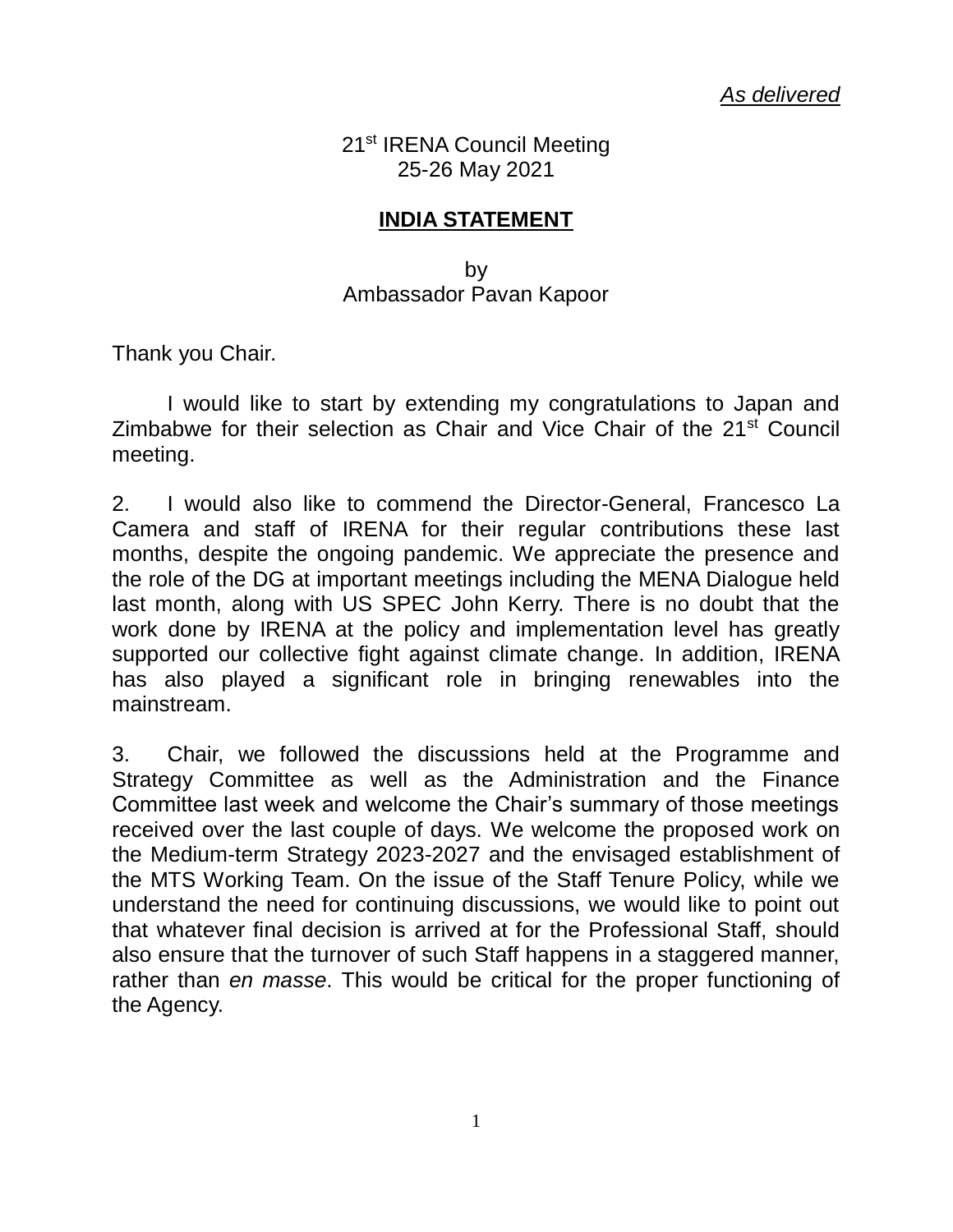*As delivered*

21st IRENA Council Meeting
25-26 May 2021

## INDIA STATEMENT

by
Ambassador Pavan Kapoor

Thank you Chair.

I would like to start by extending my congratulations to Japan and Zimbabwe for their selection as Chair and Vice Chair of the 21st Council meeting.

2. I would also like to commend the Director-General, Francesco La Camera and staff of IRENA for their regular contributions these last months, despite the ongoing pandemic. We appreciate the presence and the role of the DG at important meetings including the MENA Dialogue held last month, along with US SPEC John Kerry. There is no doubt that the work done by IRENA at the policy and implementation level has greatly supported our collective fight against climate change. In addition, IRENA has also played a significant role in bringing renewables into the mainstream.

3. Chair, we followed the discussions held at the Programme and Strategy Committee as well as the Administration and the Finance Committee last week and welcome the Chair's summary of those meetings received over the last couple of days. We welcome the proposed work on the Medium-term Strategy 2023-2027 and the envisaged establishment of the MTS Working Team. On the issue of the Staff Tenure Policy, while we understand the need for continuing discussions, we would like to point out that whatever final decision is arrived at for the Professional Staff, should also ensure that the turnover of such Staff happens in a staggered manner, rather than *en masse*. This would be critical for the proper functioning of the Agency.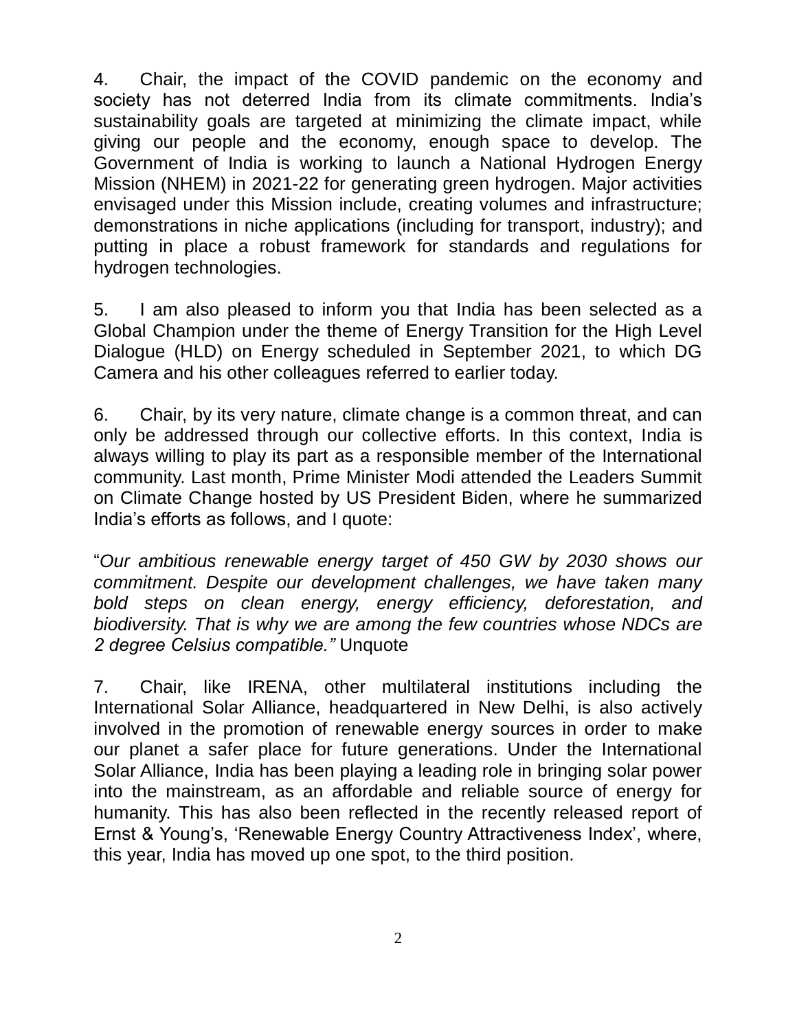4. Chair, the impact of the COVID pandemic on the economy and society has not deterred India from its climate commitments. India's sustainability goals are targeted at minimizing the climate impact, while giving our people and the economy, enough space to develop. The Government of India is working to launch a National Hydrogen Energy Mission (NHEM) in 2021-22 for generating green hydrogen. Major activities envisaged under this Mission include, creating volumes and infrastructure; demonstrations in niche applications (including for transport, industry); and putting in place a robust framework for standards and regulations for hydrogen technologies.

5. I am also pleased to inform you that India has been selected as a Global Champion under the theme of Energy Transition for the High Level Dialogue (HLD) on Energy scheduled in September 2021, to which DG Camera and his other colleagues referred to earlier today.

6. Chair, by its very nature, climate change is a common threat, and can only be addressed through our collective efforts. In this context, India is always willing to play its part as a responsible member of the International community. Last month, Prime Minister Modi attended the Leaders Summit on Climate Change hosted by US President Biden, where he summarized India's efforts as follows, and I quote:

"*Our ambitious renewable energy target of 450 GW by 2030 shows our commitment. Despite our development challenges, we have taken many bold steps on clean energy, energy efficiency, deforestation, and biodiversity. That is why we are among the few countries whose NDCs are 2 degree Celsius compatible."* Unquote

7. Chair, like IRENA, other multilateral institutions including the International Solar Alliance, headquartered in New Delhi, is also actively involved in the promotion of renewable energy sources in order to make our planet a safer place for future generations. Under the International Solar Alliance, India has been playing a leading role in bringing solar power into the mainstream, as an affordable and reliable source of energy for humanity. This has also been reflected in the recently released report of Ernst & Young's, 'Renewable Energy Country Attractiveness Index', where, this year, India has moved up one spot, to the third position.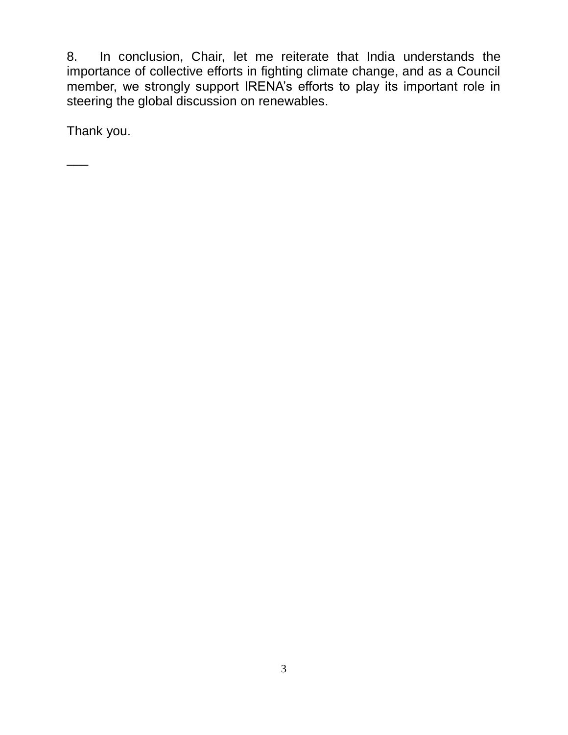8. In conclusion, Chair, let me reiterate that India understands the importance of collective efforts in fighting climate change, and as a Council member, we strongly support IRENA's efforts to play its important role in steering the global discussion on renewables.

Thank you.

___